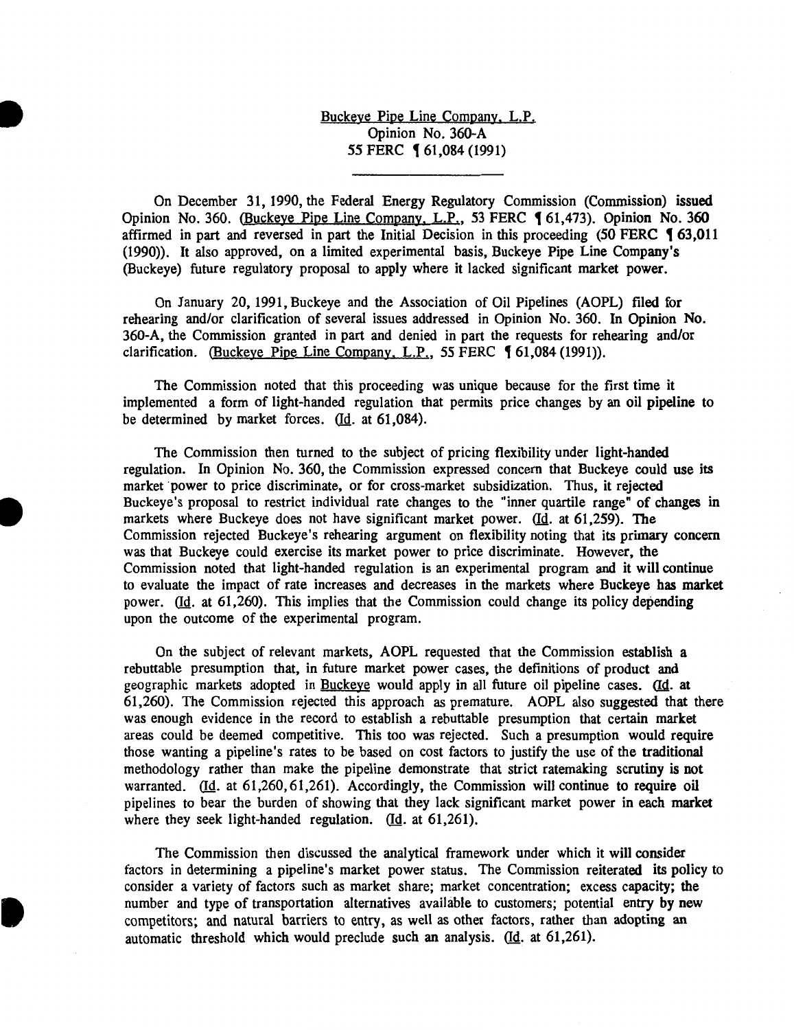Buckeye Pipe Line Company, L.P.
Opinion No. 360-A
55 FERC ¶ 61,084 (1991)

---

On December 31, 1990, the Federal Energy Regulatory Commission (Commission) issued Opinion No. 360. (Buckeye Pipe Line Company, L.P., 53 FERC ¶ 61,473). Opinion No. 360 affirmed in part and reversed in part the Initial Decision in this proceeding (50 FERC ¶ 63,011 (1990)). It also approved, on a limited experimental basis, Buckeye Pipe Line Company's (Buckeye) future regulatory proposal to apply where it lacked significant market power.

On January 20, 1991, Buckeye and the Association of Oil Pipelines (AOPL) filed for rehearing and/or clarification of several issues addressed in Opinion No. 360. In Opinion No. 360-A, the Commission granted in part and denied in part the requests for rehearing and/or clarification. (Buckeye Pipe Line Company, L.P., 55 FERC ¶ 61,084 (1991)).

The Commission noted that this proceeding was unique because for the first time it implemented a form of light-handed regulation that permits price changes by an oil pipeline to be determined by market forces. (Id. at 61,084).

The Commission then turned to the subject of pricing flexibility under light-handed regulation. In Opinion No. 360, the Commission expressed concern that Buckeye could use its market power to price discriminate, or for cross-market subsidization. Thus, it rejected Buckeye's proposal to restrict individual rate changes to the "inner quartile range" of changes in markets where Buckeye does not have significant market power. (Id. at 61,259). The Commission rejected Buckeye's rehearing argument on flexibility noting that its primary concern was that Buckeye could exercise its market power to price discriminate. However, the Commission noted that light-handed regulation is an experimental program and it will continue to evaluate the impact of rate increases and decreases in the markets where Buckeye has market power. (Id. at 61,260). This implies that the Commission could change its policy depending upon the outcome of the experimental program.

On the subject of relevant markets, AOPL requested that the Commission establish a rebuttable presumption that, in future market power cases, the definitions of product and geographic markets adopted in Buckeye would apply in all future oil pipeline cases. (Id. at 61,260). The Commission rejected this approach as premature. AOPL also suggested that there was enough evidence in the record to establish a rebuttable presumption that certain market areas could be deemed competitive. This too was rejected. Such a presumption would require those wanting a pipeline's rates to be based on cost factors to justify the use of the traditional methodology rather than make the pipeline demonstrate that strict ratemaking scrutiny is not warranted. (Id. at 61,260, 61,261). Accordingly, the Commission will continue to require oil pipelines to bear the burden of showing that they lack significant market power in each market where they seek light-handed regulation. (Id. at 61,261).

The Commission then discussed the analytical framework under which it will consider factors in determining a pipeline's market power status. The Commission reiterated its policy to consider a variety of factors such as market share; market concentration; excess capacity; the number and type of transportation alternatives available to customers; potential entry by new competitors; and natural barriers to entry, as well as other factors, rather than adopting an automatic threshold which would preclude such an analysis. (Id. at 61,261).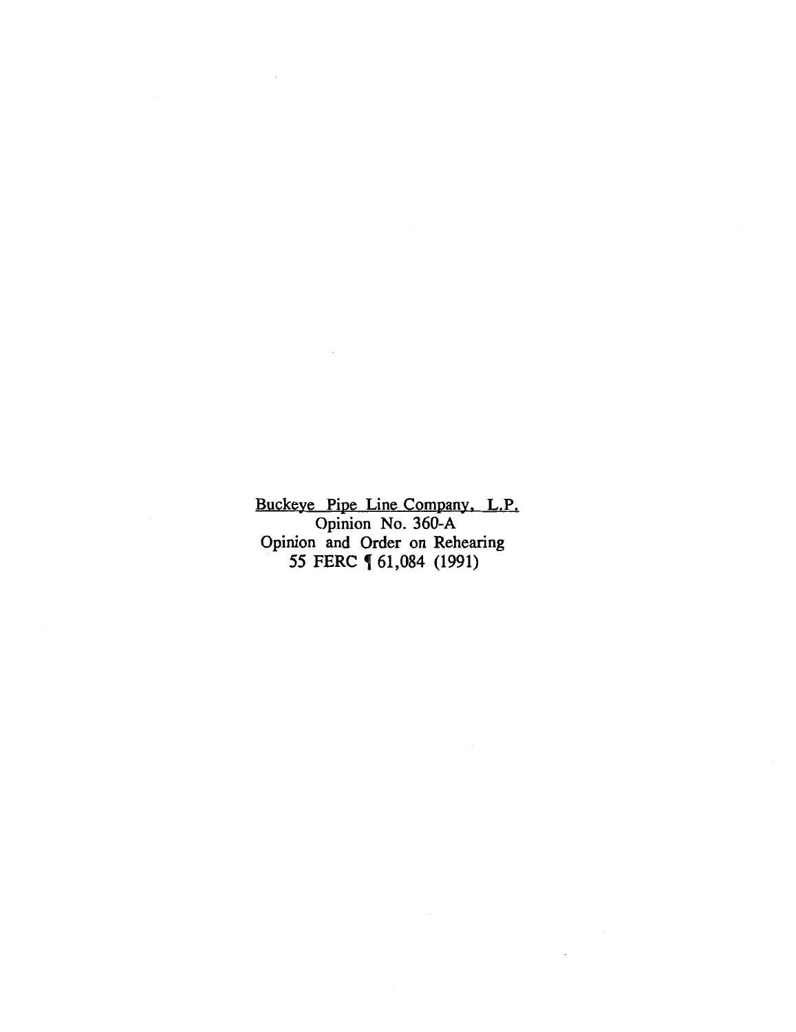Buckeye Pipe Line Company, L.P.
Opinion No. 360-A
Opinion and Order on Rehearing
55 FERC ¶ 61,084 (1991)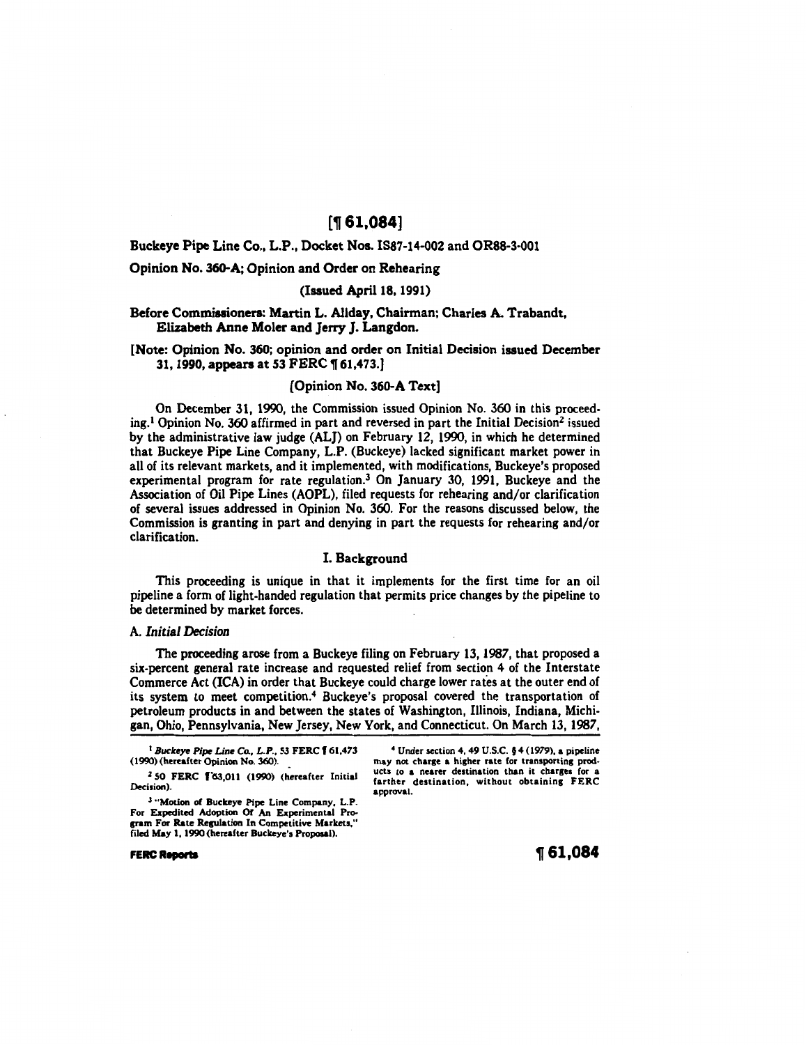# [¶ 61,084]

Buckeye Pipe Line Co., L.P., Docket Nos. IS87-14-002 and OR88-3-001

Opinion No. 360-A; Opinion and Order on Rehearing

(Issued April 18, 1991)

Before Commissioners: Martin L. Allday, Chairman; Charles A. Trabandt, Elizabeth Anne Moler and Jerry J. Langdon.

[Note: Opinion No. 360; opinion and order on Initial Decision issued December 31, 1990, appears at 53 FERC ¶ 61,473.]

[Opinion No. 360-A Text]

On December 31, 1990, the Commission issued Opinion No. 360 in this proceeding.[1] Opinion No. 360 affirmed in part and reversed in part the Initial Decision[2] issued by the administrative law judge (ALJ) on February 12, 1990, in which he determined that Buckeye Pipe Line Company, L.P. (Buckeye) lacked significant market power in all of its relevant markets, and it implemented, with modifications, Buckeye's proposed experimental program for rate regulation.[3] On January 30, 1991, Buckeye and the Association of Oil Pipe Lines (AOPL), filed requests for rehearing and/or clarification of several issues addressed in Opinion No. 360. For the reasons discussed below, the Commission is granting in part and denying in part the requests for rehearing and/or clarification.

## I. Background

This proceeding is unique in that it implements for the first time for an oil pipeline a form of light-handed regulation that permits price changes by the pipeline to be determined by market forces.

### A. *Initial Decision*

The proceeding arose from a Buckeye filing on February 13, 1987, that proposed a six-percent general rate increase and requested relief from section 4 of the Interstate Commerce Act (ICA) in order that Buckeye could charge lower rates at the outer end of its system to meet competition.[4] Buckeye's proposal covered the transportation of petroleum products in and between the states of Washington, Illinois, Indiana, Michigan, Ohio, Pennsylvania, New Jersey, New York, and Connecticut. On March 13, 1987,

---

[1] *Buckeye Pipe Line Co., L.P.*, 53 FERC ¶ 61,473 (1990) (hereafter Opinion No. 360).

[2] 50 FERC ¶ 63,011 (1990) (hereafter Initial Decision).

[3] "Motion of Buckeye Pipe Line Company, L.P. For Expedited Adoption Of An Experimental Program For Rate Regulation In Competitive Markets," filed May 1, 1990 (hereafter Buckeye's Proposal).

[4] Under section 4, 49 U.S.C. § 4 (1979), a pipeline may not charge a higher rate for transporting products to a nearer destination than it charges for a farther destination, without obtaining FERC approval.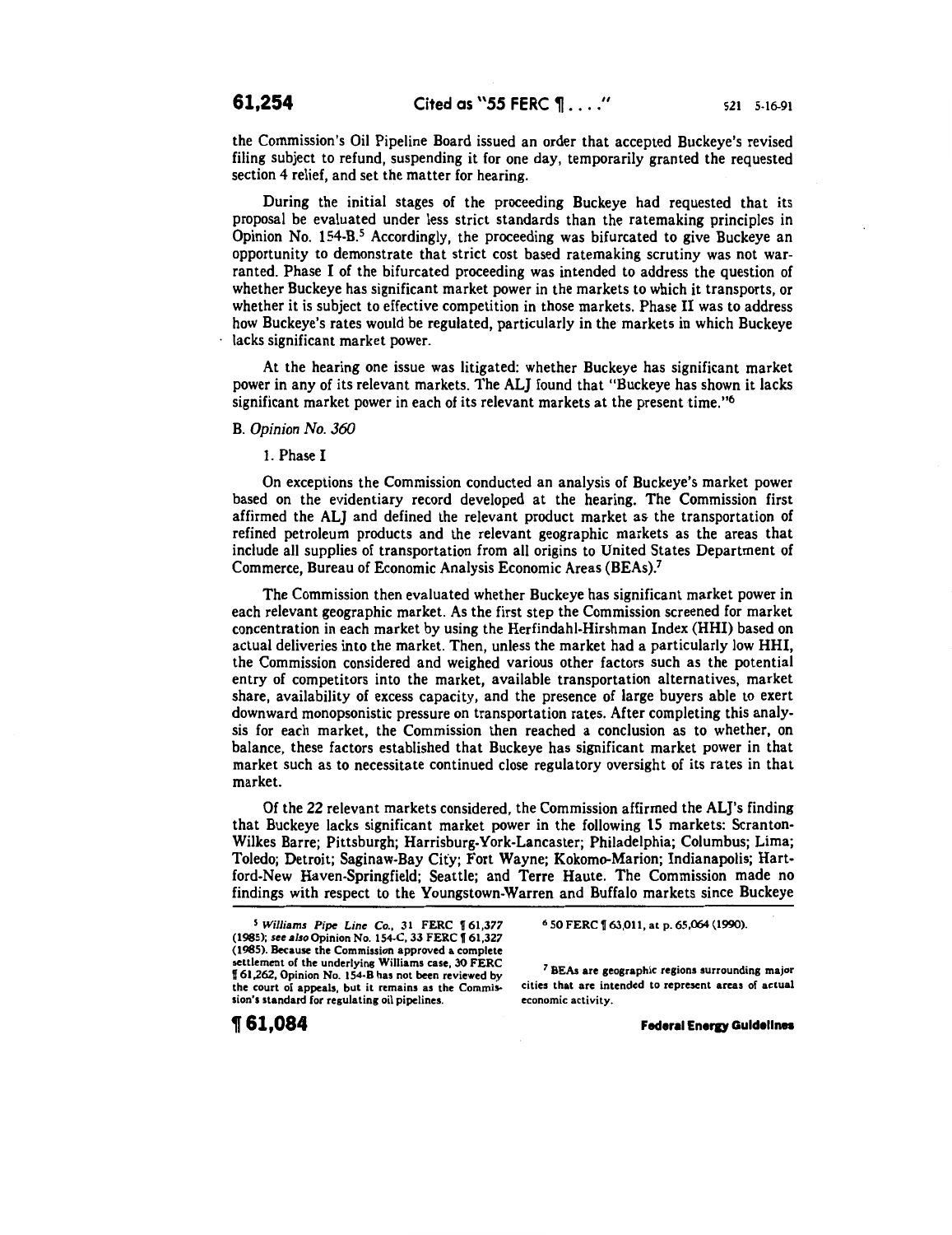the Commission's Oil Pipeline Board issued an order that accepted Buckeye's revised filing subject to refund, suspending it for one day, temporarily granted the requested section 4 relief, and set the matter for hearing.

During the initial stages of the proceeding Buckeye had requested that its proposal be evaluated under less strict standards than the ratemaking principles in Opinion No. 154-B.[5] Accordingly, the proceeding was bifurcated to give Buckeye an opportunity to demonstrate that strict cost based ratemaking scrutiny was not warranted. Phase I of the bifurcated proceeding was intended to address the question of whether Buckeye has significant market power in the markets to which it transports, or whether it is subject to effective competition in those markets. Phase II was to address how Buckeye's rates would be regulated, particularly in the markets in which Buckeye lacks significant market power.

At the hearing one issue was litigated: whether Buckeye has significant market power in any of its relevant markets. The ALJ found that "Buckeye has shown it lacks significant market power in each of its relevant markets at the present time."[6]

*B. Opinion No. 360*

1. Phase I

On exceptions the Commission conducted an analysis of Buckeye's market power based on the evidentiary record developed at the hearing. The Commission first affirmed the ALJ and defined the relevant product market as the transportation of refined petroleum products and the relevant geographic markets as the areas that include all supplies of transportation from all origins to United States Department of Commerce, Bureau of Economic Analysis Economic Areas (BEAs).[7]

The Commission then evaluated whether Buckeye has significant market power in each relevant geographic market. As the first step the Commission screened for market concentration in each market by using the Herfindahl-Hirshman Index (HHI) based on actual deliveries into the market. Then, unless the market had a particularly low HHI, the Commission considered and weighed various other factors such as the potential entry of competitors into the market, available transportation alternatives, market share, availability of excess capacity, and the presence of large buyers able to exert downward monopsonistic pressure on transportation rates. After completing this analysis for each market, the Commission then reached a conclusion as to whether, on balance, these factors established that Buckeye has significant market power in that market such as to necessitate continued close regulatory oversight of its rates in that market.

Of the 22 relevant markets considered, the Commission affirmed the ALJ's finding that Buckeye lacks significant market power in the following 15 markets: Scranton-Wilkes Barre; Pittsburgh; Harrisburg-York-Lancaster; Philadelphia; Columbus; Lima; Toledo; Detroit; Saginaw-Bay City; Fort Wayne; Kokomo-Marion; Indianapolis; Hartford-New Haven-Springfield; Seattle; and Terre Haute. The Commission made no findings with respect to the Youngstown-Warren and Buffalo markets since Buckeye

[5] *Williams Pipe Line Co.*, 31 FERC ¶ 61,377 (1985); *see also* Opinion No. 154-C, 33 FERC ¶ 61,327 (1985). Because the Commission approved a complete settlement of the underlying Williams case, 30 FERC ¶ 61,262, Opinion No. 154-B has not been reviewed by the court of appeals, but it remains as the Commission's standard for regulating oil pipelines.

[6] 50 FERC ¶ 63,011, at p. 65,064 (1990).

[7] BEAs are geographic regions surrounding major cities that are intended to represent areas of actual economic activity.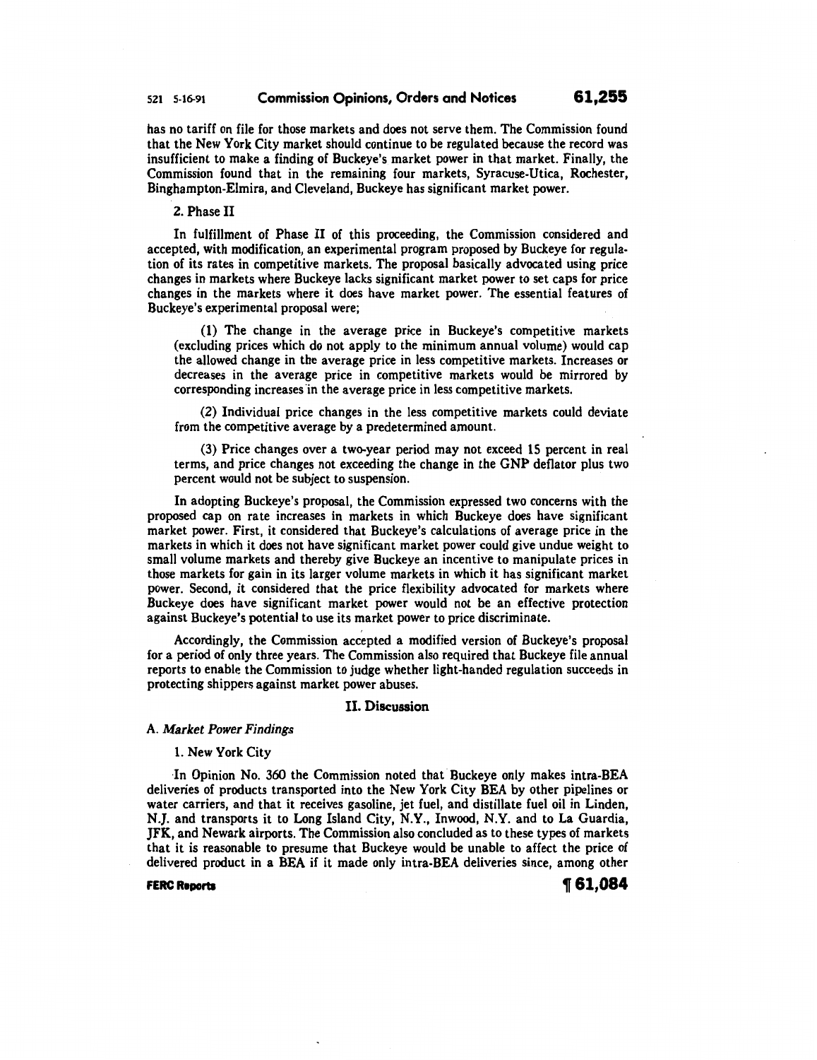has no tariff on file for those markets and does not serve them. The Commission found that the New York City market should continue to be regulated because the record was insufficient to make a finding of Buckeye's market power in that market. Finally, the Commission found that in the remaining four markets, Syracuse-Utica, Rochester, Binghampton-Elmira, and Cleveland, Buckeye has significant market power.

2. Phase II

In fulfillment of Phase II of this proceeding, the Commission considered and accepted, with modification, an experimental program proposed by Buckeye for regulation of its rates in competitive markets. The proposal basically advocated using price changes in markets where Buckeye lacks significant market power to set caps for price changes in the markets where it does have market power. The essential features of Buckeye's experimental proposal were;

(1) The change in the average price in Buckeye's competitive markets (excluding prices which do not apply to the minimum annual volume) would cap the allowed change in the average price in less competitive markets. Increases or decreases in the average price in competitive markets would be mirrored by corresponding increases in the average price in less competitive markets.

(2) Individual price changes in the less competitive markets could deviate from the competitive average by a predetermined amount.

(3) Price changes over a two-year period may not exceed 15 percent in real terms, and price changes not exceeding the change in the GNP deflator plus two percent would not be subject to suspension.

In adopting Buckeye's proposal, the Commission expressed two concerns with the proposed cap on rate increases in markets in which Buckeye does have significant market power. First, it considered that Buckeye's calculations of average price in the markets in which it does not have significant market power could give undue weight to small volume markets and thereby give Buckeye an incentive to manipulate prices in those markets for gain in its larger volume markets in which it has significant market power. Second, it considered that the price flexibility advocated for markets where Buckeye does have significant market power would not be an effective protection against Buckeye's potential to use its market power to price discriminate.

Accordingly, the Commission accepted a modified version of Buckeye's proposal for a period of only three years. The Commission also required that Buckeye file annual reports to enable the Commission to judge whether light-handed regulation succeeds in protecting shippers against market power abuses.

## II. Discussion

### A. *Market Power Findings*

1. New York City

In Opinion No. 360 the Commission noted that Buckeye only makes intra-BEA deliveries of products transported into the New York City BEA by other pipelines or water carriers, and that it receives gasoline, jet fuel, and distillate fuel oil in Linden, N.J. and transports it to Long Island City, N.Y., Inwood, N.Y. and to La Guardia, JFK, and Newark airports. The Commission also concluded as to these types of markets that it is reasonable to presume that Buckeye would be unable to affect the price of delivered product in a BEA if it made only intra-BEA deliveries since, among other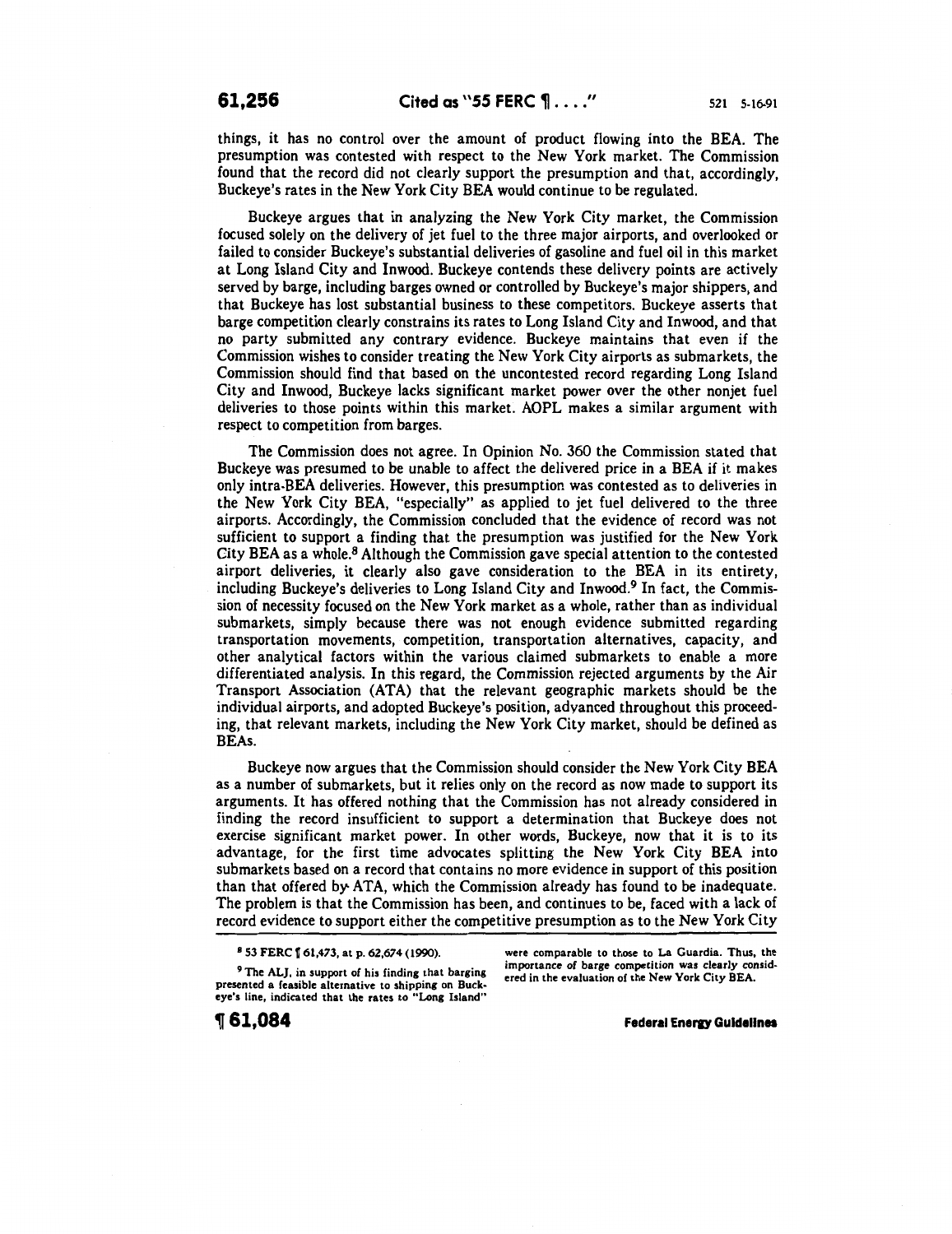things, it has no control over the amount of product flowing into the BEA. The presumption was contested with respect to the New York market. The Commission found that the record did not clearly support the presumption and that, accordingly, Buckeye's rates in the New York City BEA would continue to be regulated.

Buckeye argues that in analyzing the New York City market, the Commission focused solely on the delivery of jet fuel to the three major airports, and overlooked or failed to consider Buckeye's substantial deliveries of gasoline and fuel oil in this market at Long Island City and Inwood. Buckeye contends these delivery points are actively served by barge, including barges owned or controlled by Buckeye's major shippers, and that Buckeye has lost substantial business to these competitors. Buckeye asserts that barge competition clearly constrains its rates to Long Island City and Inwood, and that no party submitted any contrary evidence. Buckeye maintains that even if the Commission wishes to consider treating the New York City airports as submarkets, the Commission should find that based on the uncontested record regarding Long Island City and Inwood, Buckeye lacks significant market power over the other nonjet fuel deliveries to those points within this market. AOPL makes a similar argument with respect to competition from barges.

The Commission does not agree. In Opinion No. 360 the Commission stated that Buckeye was presumed to be unable to affect the delivered price in a BEA if it makes only intra-BEA deliveries. However, this presumption was contested as to deliveries in the New York City BEA, "especially" as applied to jet fuel delivered to the three airports. Accordingly, the Commission concluded that the evidence of record was not sufficient to support a finding that the presumption was justified for the New York City BEA as a whole.[8] Although the Commission gave special attention to the contested airport deliveries, it clearly also gave consideration to the BEA in its entirety, including Buckeye's deliveries to Long Island City and Inwood.[9] In fact, the Commission of necessity focused on the New York market as a whole, rather than as individual submarkets, simply because there was not enough evidence submitted regarding transportation movements, competition, transportation alternatives, capacity, and other analytical factors within the various claimed submarkets to enable a more differentiated analysis. In this regard, the Commission rejected arguments by the Air Transport Association (ATA) that the relevant geographic markets should be the individual airports, and adopted Buckeye's position, advanced throughout this proceeding, that relevant markets, including the New York City market, should be defined as BEAs.

Buckeye now argues that the Commission should consider the New York City BEA as a number of submarkets, but it relies only on the record as now made to support its arguments. It has offered nothing that the Commission has not already considered in finding the record insufficient to support a determination that Buckeye does not exercise significant market power. In other words, Buckeye, now that it is to its advantage, for the first time advocates splitting the New York City BEA into submarkets based on a record that contains no more evidence in support of this position than that offered by ATA, which the Commission already has found to be inadequate. The problem is that the Commission has been, and continues to be, faced with a lack of record evidence to support either the competitive presumption as to the New York City

---

[8] 53 FERC ¶ 61,473, at p. 62,674 (1990).

[9] The ALJ, in support of his finding that barging presented a feasible alternative to shipping on Buckeye's line, indicated that the rates to "Long Island" were comparable to those to La Guardia. Thus, the importance of barge competition was clearly considered in the evaluation of the New York City BEA.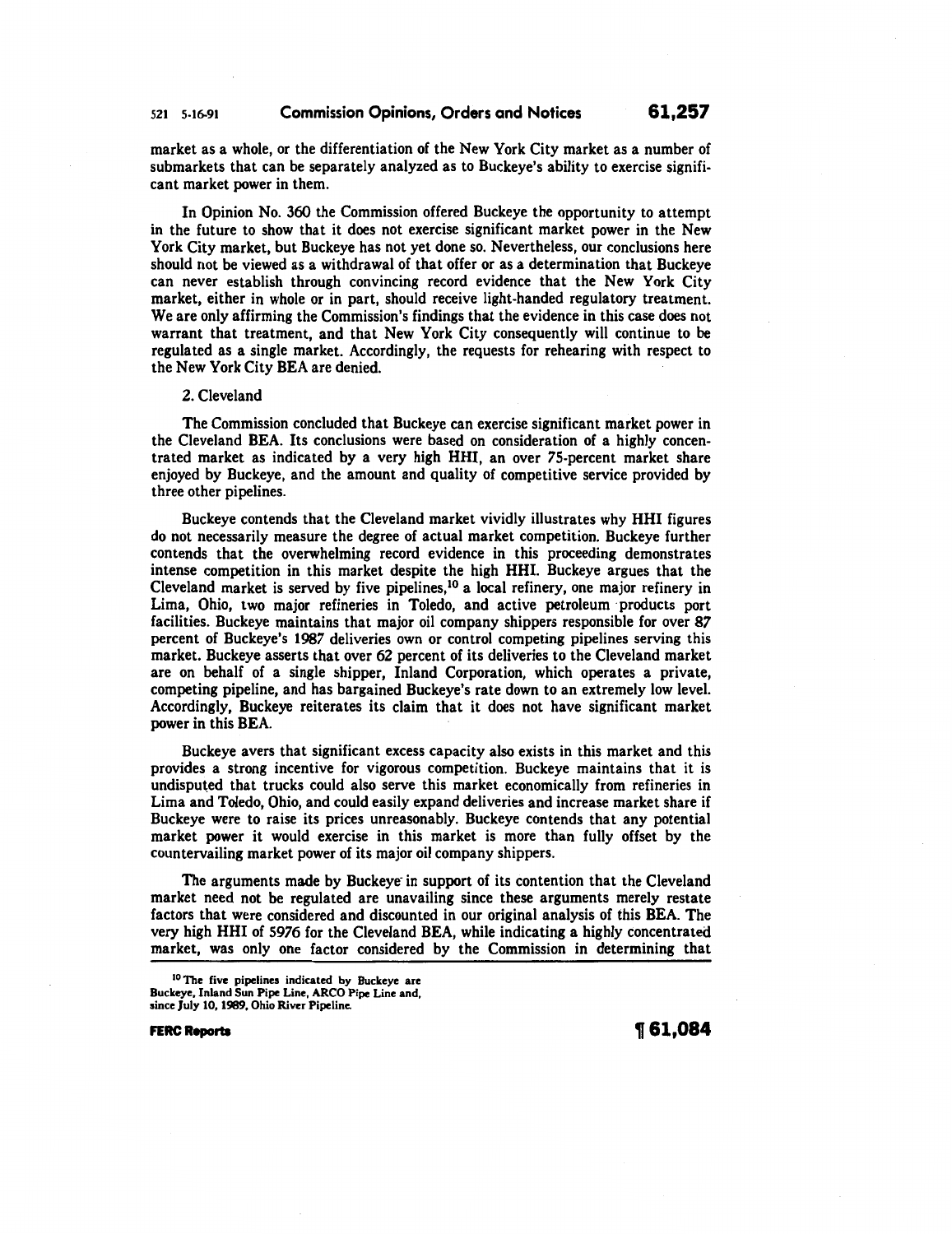market as a whole, or the differentiation of the New York City market as a number of submarkets that can be separately analyzed as to Buckeye's ability to exercise significant market power in them.

In Opinion No. 360 the Commission offered Buckeye the opportunity to attempt in the future to show that it does not exercise significant market power in the New York City market, but Buckeye has not yet done so. Nevertheless, our conclusions here should not be viewed as a withdrawal of that offer or as a determination that Buckeye can never establish through convincing record evidence that the New York City market, either in whole or in part, should receive light-handed regulatory treatment. We are only affirming the Commission's findings that the evidence in this case does not warrant that treatment, and that New York City consequently will continue to be regulated as a single market. Accordingly, the requests for rehearing with respect to the New York City BEA are denied.

2. Cleveland

The Commission concluded that Buckeye can exercise significant market power in the Cleveland BEA. Its conclusions were based on consideration of a highly concentrated market as indicated by a very high HHI, an over 75-percent market share enjoyed by Buckeye, and the amount and quality of competitive service provided by three other pipelines.

Buckeye contends that the Cleveland market vividly illustrates why HHI figures do not necessarily measure the degree of actual market competition. Buckeye further contends that the overwhelming record evidence in this proceeding demonstrates intense competition in this market despite the high HHI. Buckeye argues that the Cleveland market is served by five pipelines,[10] a local refinery, one major refinery in Lima, Ohio, two major refineries in Toledo, and active petroleum products port facilities. Buckeye maintains that major oil company shippers responsible for over 87 percent of Buckeye's 1987 deliveries own or control competing pipelines serving this market. Buckeye asserts that over 62 percent of its deliveries to the Cleveland market are on behalf of a single shipper, Inland Corporation, which operates a private, competing pipeline, and has bargained Buckeye's rate down to an extremely low level. Accordingly, Buckeye reiterates its claim that it does not have significant market power in this BEA.

Buckeye avers that significant excess capacity also exists in this market and this provides a strong incentive for vigorous competition. Buckeye maintains that it is undisputed that trucks could also serve this market economically from refineries in Lima and Toledo, Ohio, and could easily expand deliveries and increase market share if Buckeye were to raise its prices unreasonably. Buckeye contends that any potential market power it would exercise in this market is more than fully offset by the countervailing market power of its major oil company shippers.

The arguments made by Buckeye in support of its contention that the Cleveland market need not be regulated are unavailing since these arguments merely restate factors that were considered and discounted in our original analysis of this BEA. The very high HHI of 5976 for the Cleveland BEA, while indicating a highly concentrated market, was only one factor considered by the Commission in determining that

[10] The five pipelines indicated by Buckeye are Buckeye, Inland Sun Pipe Line, ARCO Pipe Line and, since July 10, 1989, Ohio River Pipeline.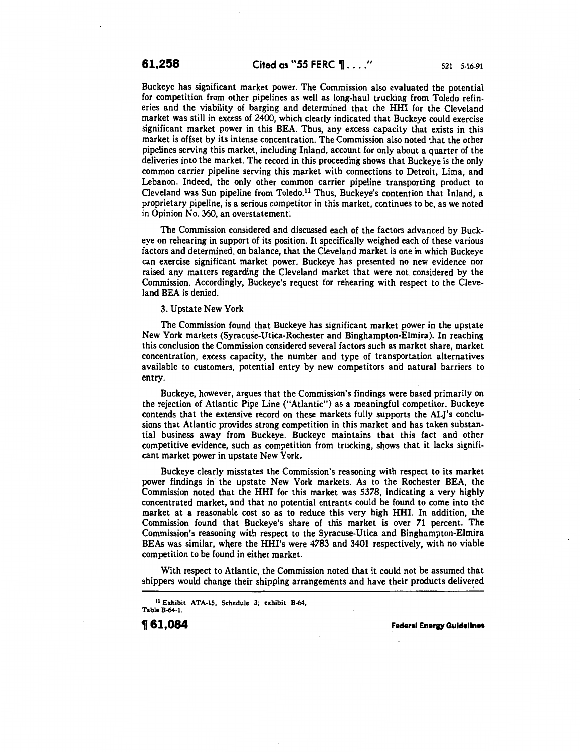Buckeye has significant market power. The Commission also evaluated the potential for competition from other pipelines as well as long-haul trucking from Toledo refineries and the viability of barging and determined that the HHI for the Cleveland market was still in excess of 2400, which clearly indicated that Buckeye could exercise significant market power in this BEA. Thus, any excess capacity that exists in this market is offset by its intense concentration. The Commission also noted that the other pipelines serving this market, including Inland, account for only about a quarter of the deliveries into the market. The record in this proceeding shows that Buckeye is the only common carrier pipeline serving this market with connections to Detroit, Lima, and Lebanon. Indeed, the only other common carrier pipeline transporting product to Cleveland was Sun pipeline from Toledo.[11] Thus, Buckeye's contention that Inland, a proprietary pipeline, is a serious competitor in this market, continues to be, as we noted in Opinion No. 360, an overstatement.

The Commission considered and discussed each of the factors advanced by Buckeye on rehearing in support of its position. It specifically weighed each of these various factors and determined, on balance, that the Cleveland market is one in which Buckeye can exercise significant market power. Buckeye has presented no new evidence nor raised any matters regarding the Cleveland market that were not considered by the Commission. Accordingly, Buckeye's request for rehearing with respect to the Cleveland BEA is denied.

3. Upstate New York

The Commission found that Buckeye has significant market power in the upstate New York markets (Syracuse-Utica-Rochester and Binghampton-Elmira). In reaching this conclusion the Commission considered several factors such as market share, market concentration, excess capacity, the number and type of transportation alternatives available to customers, potential entry by new competitors and natural barriers to entry.

Buckeye, however, argues that the Commission's findings were based primarily on the rejection of Atlantic Pipe Line ("Atlantic") as a meaningful competitor. Buckeye contends that the extensive record on these markets fully supports the ALJ's conclusions that Atlantic provides strong competition in this market and has taken substantial business away from Buckeye. Buckeye maintains that this fact and other competitive evidence, such as competition from trucking, shows that it lacks significant market power in upstate New York.

Buckeye clearly misstates the Commission's reasoning with respect to its market power findings in the upstate New York markets. As to the Rochester BEA, the Commission noted that the HHI for this market was 5378, indicating a very highly concentrated market, and that no potential entrants could be found to come into the market at a reasonable cost so as to reduce this very high HHI. In addition, the Commission found that Buckeye's share of this market is over 71 percent. The Commission's reasoning with respect to the Syracuse-Utica and Binghampton-Elmira BEAs was similar, where the HHI's were 4783 and 3401 respectively, with no viable competition to be found in either market.

With respect to Atlantic, the Commission noted that it could not be assumed that shippers would change their shipping arrangements and have their products delivered

[11] Exhibit ATA-15, Schedule 3; exhibit B-64, Table B-64-1.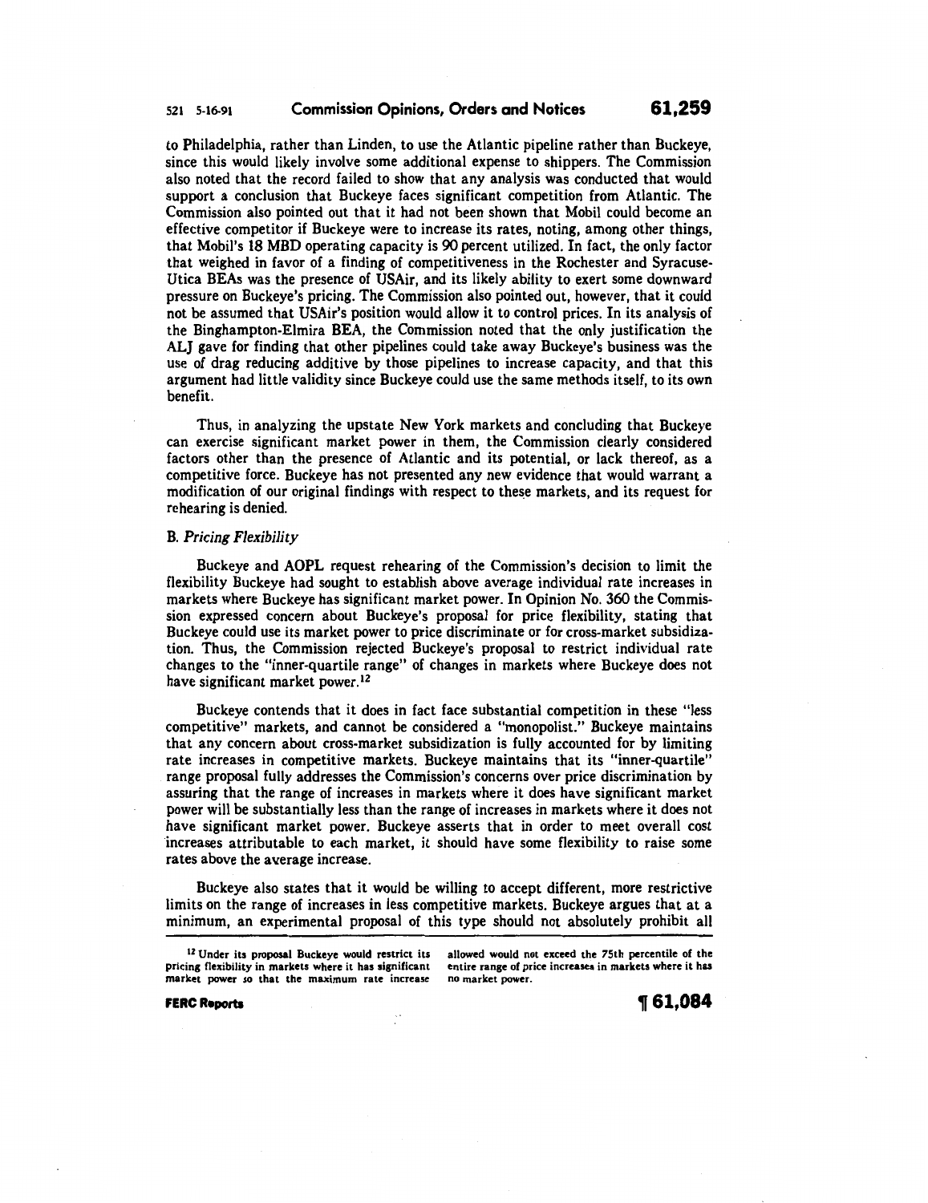to Philadelphia, rather than Linden, to use the Atlantic pipeline rather than Buckeye, since this would likely involve some additional expense to shippers. The Commission also noted that the record failed to show that any analysis was conducted that would support a conclusion that Buckeye faces significant competition from Atlantic. The Commission also pointed out that it had not been shown that Mobil could become an effective competitor if Buckeye were to increase its rates, noting, among other things, that Mobil's 18 MBD operating capacity is 90 percent utilized. In fact, the only factor that weighed in favor of a finding of competitiveness in the Rochester and Syracuse-Utica BEAs was the presence of USAir, and its likely ability to exert some downward pressure on Buckeye's pricing. The Commission also pointed out, however, that it could not be assumed that USAir's position would allow it to control prices. In its analysis of the Binghampton-Elmira BEA, the Commission noted that the only justification the ALJ gave for finding that other pipelines could take away Buckeye's business was the use of drag reducing additive by those pipelines to increase capacity, and that this argument had little validity since Buckeye could use the same methods itself, to its own benefit.

Thus, in analyzing the upstate New York markets and concluding that Buckeye can exercise significant market power in them, the Commission clearly considered factors other than the presence of Atlantic and its potential, or lack thereof, as a competitive force. Buckeye has not presented any new evidence that would warrant a modification of our original findings with respect to these markets, and its request for rehearing is denied.

### B. *Pricing Flexibility*

Buckeye and AOPL request rehearing of the Commission's decision to limit the flexibility Buckeye had sought to establish above average individual rate increases in markets where Buckeye has significant market power. In Opinion No. 360 the Commission expressed concern about Buckeye's proposal for price flexibility, stating that Buckeye could use its market power to price discriminate or for cross-market subsidization. Thus, the Commission rejected Buckeye's proposal to restrict individual rate changes to the "inner-quartile range" of changes in markets where Buckeye does not have significant market power.[12]

Buckeye contends that it does in fact face substantial competition in these "less competitive" markets, and cannot be considered a "monopolist." Buckeye maintains that any concern about cross-market subsidization is fully accounted for by limiting rate increases in competitive markets. Buckeye maintains that its "inner-quartile" range proposal fully addresses the Commission's concerns over price discrimination by assuring that the range of increases in markets where it does have significant market power will be substantially less than the range of increases in markets where it does not have significant market power. Buckeye asserts that in order to meet overall cost increases attributable to each market, it should have some flexibility to raise some rates above the average increase.

Buckeye also states that it would be willing to accept different, more restrictive limits on the range of increases in less competitive markets. Buckeye argues that at a minimum, an experimental proposal of this type should not absolutely prohibit all

---

[12] Under its proposal Buckeye would restrict its pricing flexibility in markets where it has significant market power so that the maximum rate increase allowed would not exceed the 75th percentile of the entire range of price increases in markets where it has no market power.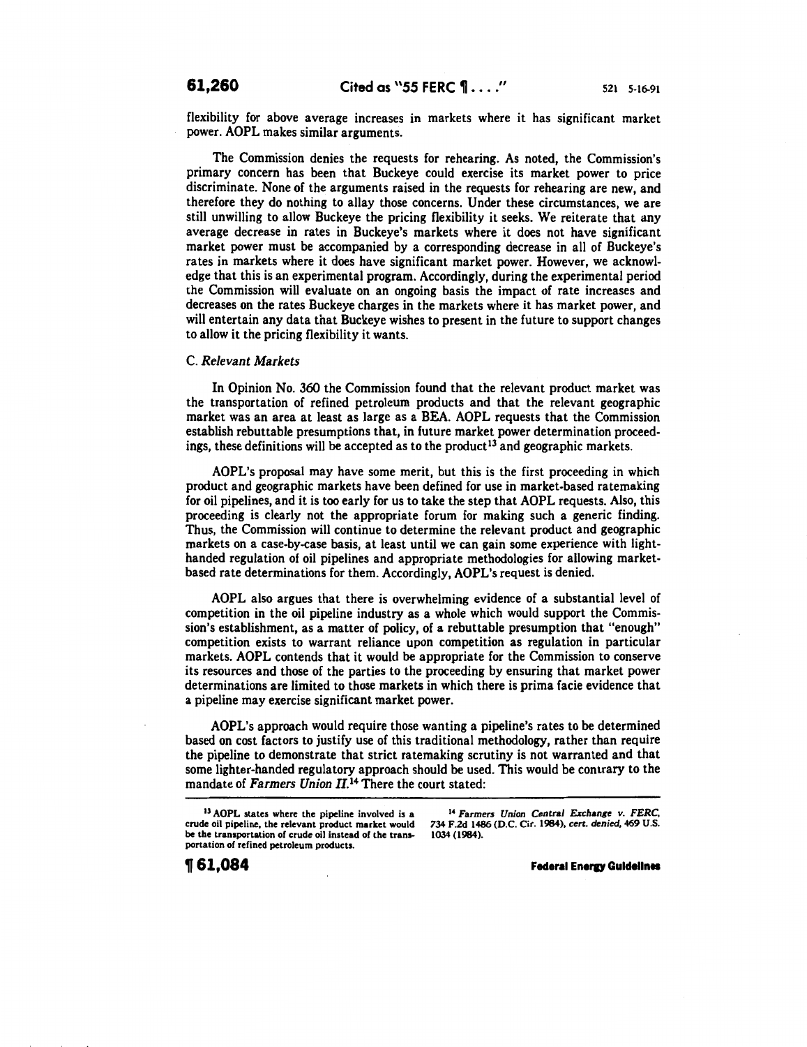flexibility for above average increases in markets where it has significant market power. AOPL makes similar arguments.

The Commission denies the requests for rehearing. As noted, the Commission's primary concern has been that Buckeye could exercise its market power to price discriminate. None of the arguments raised in the requests for rehearing are new, and therefore they do nothing to allay those concerns. Under these circumstances, we are still unwilling to allow Buckeye the pricing flexibility it seeks. We reiterate that any average decrease in rates in Buckeye's markets where it does not have significant market power must be accompanied by a corresponding decrease in all of Buckeye's rates in markets where it does have significant market power. However, we acknowledge that this is an experimental program. Accordingly, during the experimental period the Commission will evaluate on an ongoing basis the impact of rate increases and decreases on the rates Buckeye charges in the markets where it has market power, and will entertain any data that Buckeye wishes to present in the future to support changes to allow it the pricing flexibility it wants.

C. *Relevant Markets*

In Opinion No. 360 the Commission found that the relevant product market was the transportation of refined petroleum products and that the relevant geographic market was an area at least as large as a BEA. AOPL requests that the Commission establish rebuttable presumptions that, in future market power determination proceedings, these definitions will be accepted as to the product[13] and geographic markets.

AOPL's proposal may have some merit, but this is the first proceeding in which product and geographic markets have been defined for use in market-based ratemaking for oil pipelines, and it is too early for us to take the step that AOPL requests. Also, this proceeding is clearly not the appropriate forum for making such a generic finding. Thus, the Commission will continue to determine the relevant product and geographic markets on a case-by-case basis, at least until we can gain some experience with light-handed regulation of oil pipelines and appropriate methodologies for allowing market-based rate determinations for them. Accordingly, AOPL's request is denied.

AOPL also argues that there is overwhelming evidence of a substantial level of competition in the oil pipeline industry as a whole which would support the Commission's establishment, as a matter of policy, of a rebuttable presumption that "enough" competition exists to warrant reliance upon competition as regulation in particular markets. AOPL contends that it would be appropriate for the Commission to conserve its resources and those of the parties to the proceeding by ensuring that market power determinations are limited to those markets in which there is prima facie evidence that a pipeline may exercise significant market power.

AOPL's approach would require those wanting a pipeline's rates to be determined based on cost factors to justify use of this traditional methodology, rather than require the pipeline to demonstrate that strict ratemaking scrutiny is not warranted and that some lighter-handed regulatory approach should be used. This would be contrary to the mandate of *Farmers Union II*.[14] There the court stated:

---

[13] AOPL states where the pipeline involved is a crude oil pipeline, the relevant product market would be the transportation of crude oil instead of the transportation of refined petroleum products.

[14] *Farmers Union Central Exchange v. FERC*, 734 F.2d 1486 (D.C. Cir. 1984), *cert. denied*, 469 U.S. 1034 (1984).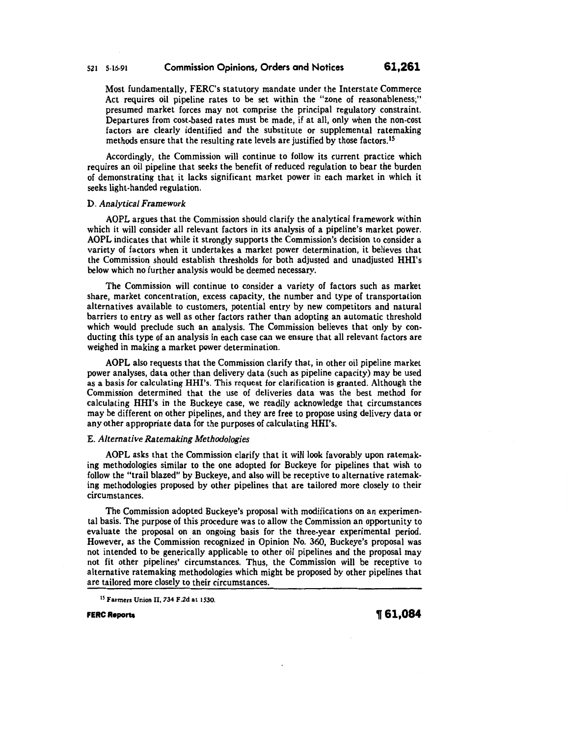Most fundamentally, FERC's statutory mandate under the Interstate Commerce Act requires oil pipeline rates to be set within the "zone of reasonableness;" presumed market forces may not comprise the principal regulatory constraint. Departures from cost-based rates must be made, if at all, only when the non-cost factors are clearly identified and the substitute or supplemental ratemaking methods ensure that the resulting rate levels are justified by those factors.[15]

Accordingly, the Commission will continue to follow its current practice which requires an oil pipeline that seeks the benefit of reduced regulation to bear the burden of demonstrating that it lacks significant market power in each market in which it seeks light-handed regulation.

### D. *Analytical Framework*

AOPL argues that the Commission should clarify the analytical framework within which it will consider all relevant factors in its analysis of a pipeline's market power. AOPL indicates that while it strongly supports the Commission's decision to consider a variety of factors when it undertakes a market power determination, it believes that the Commission should establish thresholds for both adjusted and unadjusted HHI's below which no further analysis would be deemed necessary.

The Commission will continue to consider a variety of factors such as market share, market concentration, excess capacity, the number and type of transportation alternatives available to customers, potential entry by new competitors and natural barriers to entry as well as other factors rather than adopting an automatic threshold which would preclude such an analysis. The Commission believes that only by conducting this type of an analysis in each case can we ensure that all relevant factors are weighed in making a market power determination.

AOPL also requests that the Commission clarify that, in other oil pipeline market power analyses, data other than delivery data (such as pipeline capacity) may be used as a basis for calculating HHI's. This request for clarification is granted. Although the Commission determined that the use of deliveries data was the best method for calculating HHI's in the Buckeye case, we readily acknowledge that circumstances may be different on other pipelines, and they are free to propose using delivery data or any other appropriate data for the purposes of calculating HHI's.

### E. *Alternative Ratemaking Methodologies*

AOPL asks that the Commission clarify that it will look favorably upon ratemaking methodologies similar to the one adopted for Buckeye for pipelines that wish to follow the "trail blazed" by Buckeye, and also will be receptive to alternative ratemaking methodologies proposed by other pipelines that are tailored more closely to their circumstances.

The Commission adopted Buckeye's proposal with modifications on an experimental basis. The purpose of this procedure was to allow the Commission an opportunity to evaluate the proposal on an ongoing basis for the three-year experimental period. However, as the Commission recognized in Opinion No. 360, Buckeye's proposal was not intended to be generically applicable to other oil pipelines and the proposal may not fit other pipelines' circumstances. Thus, the Commission will be receptive to alternative ratemaking methodologies which might be proposed by other pipelines that are tailored more closely to their circumstances.

---

[15] Farmers Union II, 734 F.2d at 1530.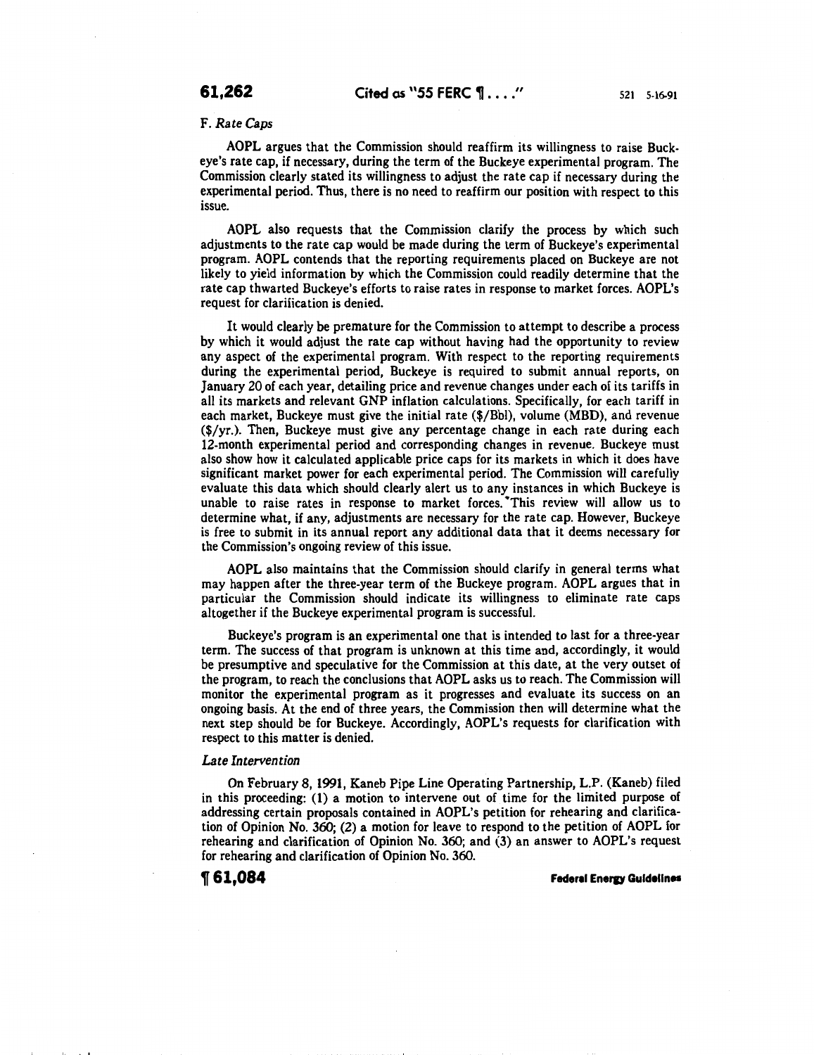F. *Rate Caps*

AOPL argues that the Commission should reaffirm its willingness to raise Buckeye's rate cap, if necessary, during the term of the Buckeye experimental program. The Commission clearly stated its willingness to adjust the rate cap if necessary during the experimental period. Thus, there is no need to reaffirm our position with respect to this issue.

AOPL also requests that the Commission clarify the process by which such adjustments to the rate cap would be made during the term of Buckeye's experimental program. AOPL contends that the reporting requirements placed on Buckeye are not likely to yield information by which the Commission could readily determine that the rate cap thwarted Buckeye's efforts to raise rates in response to market forces. AOPL's request for clarification is denied.

It would clearly be premature for the Commission to attempt to describe a process by which it would adjust the rate cap without having had the opportunity to review any aspect of the experimental program. With respect to the reporting requirements during the experimental period, Buckeye is required to submit annual reports, on January 20 of each year, detailing price and revenue changes under each of its tariffs in all its markets and relevant GNP inflation calculations. Specifically, for each tariff in each market, Buckeye must give the initial rate ($/Bbl), volume (MBD), and revenue ($/yr.). Then, Buckeye must give any percentage change in each rate during each 12-month experimental period and corresponding changes in revenue. Buckeye must also show how it calculated applicable price caps for its markets in which it does have significant market power for each experimental period. The Commission will carefully evaluate this data which should clearly alert us to any instances in which Buckeye is unable to raise rates in response to market forces. This review will allow us to determine what, if any, adjustments are necessary for the rate cap. However, Buckeye is free to submit in its annual report any additional data that it deems necessary for the Commission's ongoing review of this issue.

AOPL also maintains that the Commission should clarify in general terms what may happen after the three-year term of the Buckeye program. AOPL argues that in particular the Commission should indicate its willingness to eliminate rate caps altogether if the Buckeye experimental program is successful.

Buckeye's program is an experimental one that is intended to last for a three-year term. The success of that program is unknown at this time and, accordingly, it would be presumptive and speculative for the Commission at this date, at the very outset of the program, to reach the conclusions that AOPL asks us to reach. The Commission will monitor the experimental program as it progresses and evaluate its success on an ongoing basis. At the end of three years, the Commission then will determine what the next step should be for Buckeye. Accordingly, AOPL's requests for clarification with respect to this matter is denied.

*Late Intervention*

On February 8, 1991, Kaneb Pipe Line Operating Partnership, L.P. (Kaneb) filed in this proceeding: (1) a motion to intervene out of time for the limited purpose of addressing certain proposals contained in AOPL's petition for rehearing and clarification of Opinion No. 360; (2) a motion for leave to respond to the petition of AOPL for rehearing and clarification of Opinion No. 360; and (3) an answer to AOPL's request for rehearing and clarification of Opinion No. 360.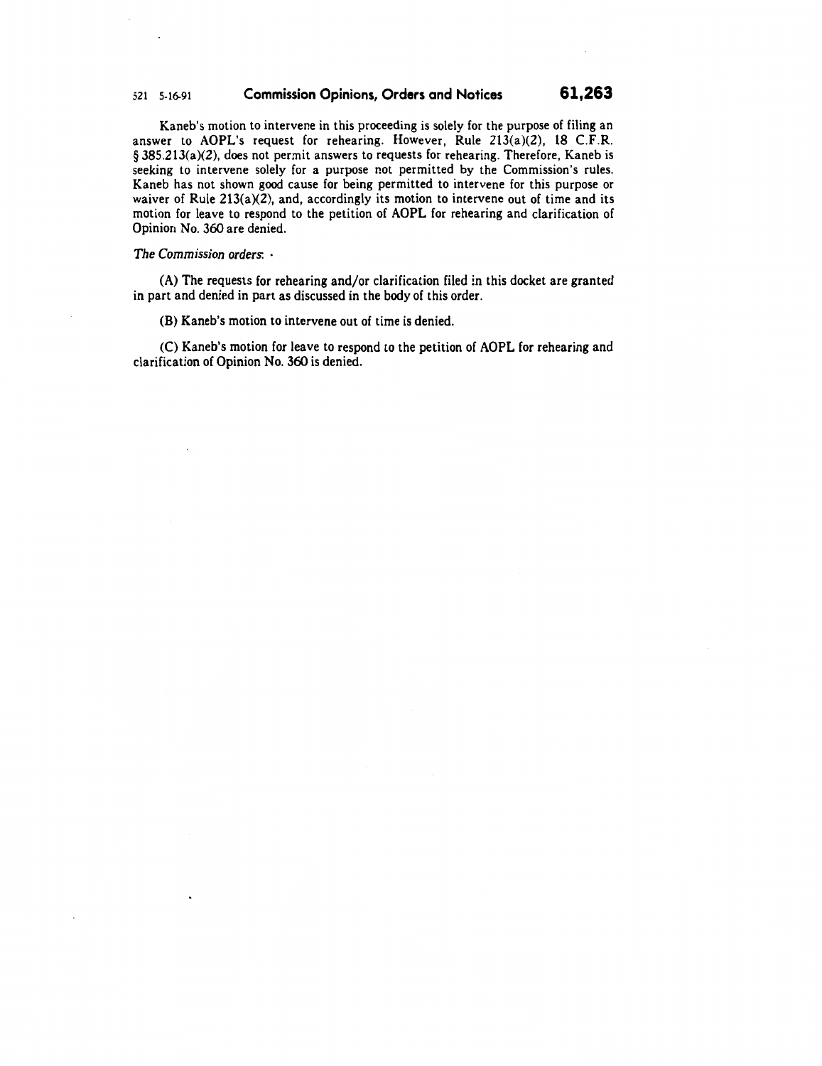Kaneb's motion to intervene in this proceeding is solely for the purpose of filing an answer to AOPL's request for rehearing. However, Rule 213(a)(2), 18 C.F.R. § 385.213(a)(2), does not permit answers to requests for rehearing. Therefore, Kaneb is seeking to intervene solely for a purpose not permitted by the Commission's rules. Kaneb has not shown good cause for being permitted to intervene for this purpose or waiver of Rule 213(a)(2), and, accordingly its motion to intervene out of time and its motion for leave to respond to the petition of AOPL for rehearing and clarification of Opinion No. 360 are denied.

*The Commission orders*:

(A) The requests for rehearing and/or clarification filed in this docket are granted in part and denied in part as discussed in the body of this order.

(B) Kaneb's motion to intervene out of time is denied.

(C) Kaneb's motion for leave to respond to the petition of AOPL for rehearing and clarification of Opinion No. 360 is denied.